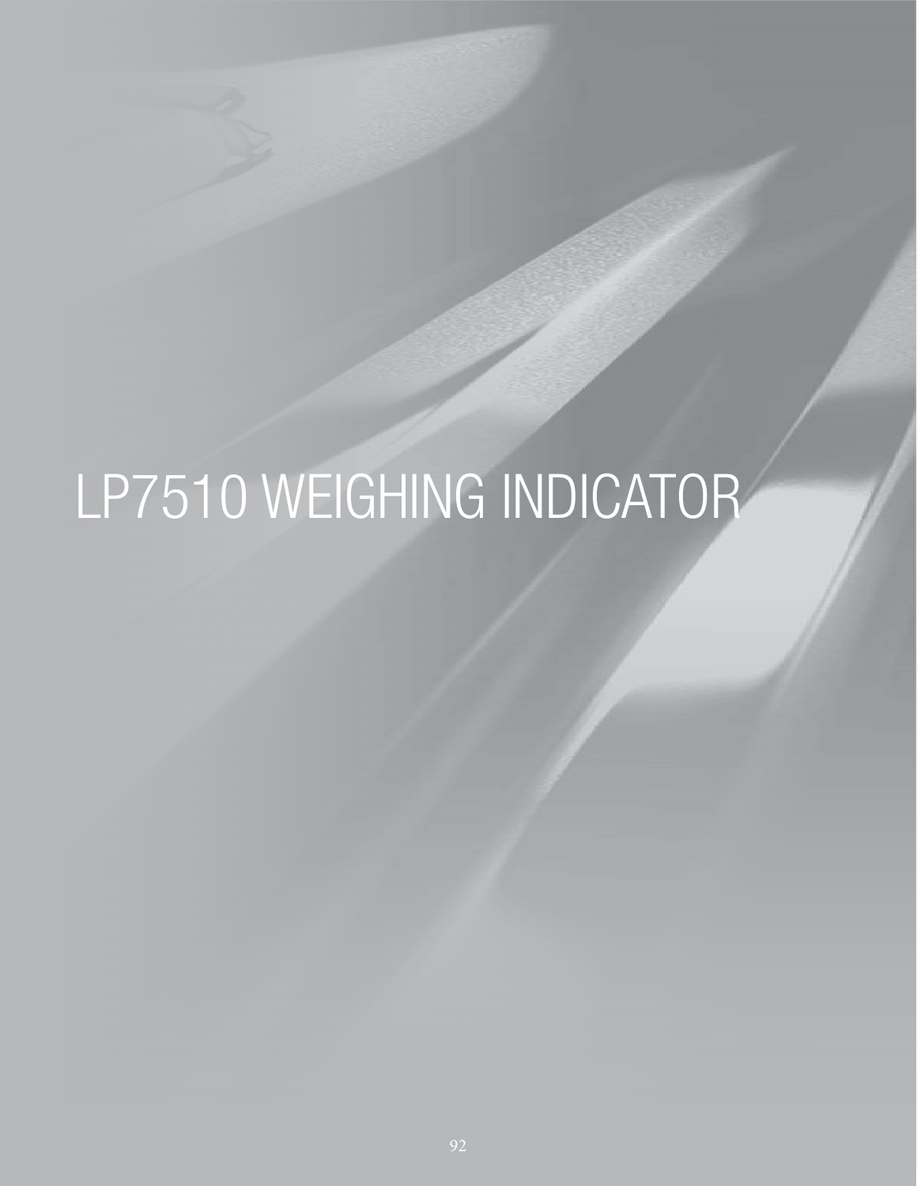# LP7510 WEIGHING INDICATOR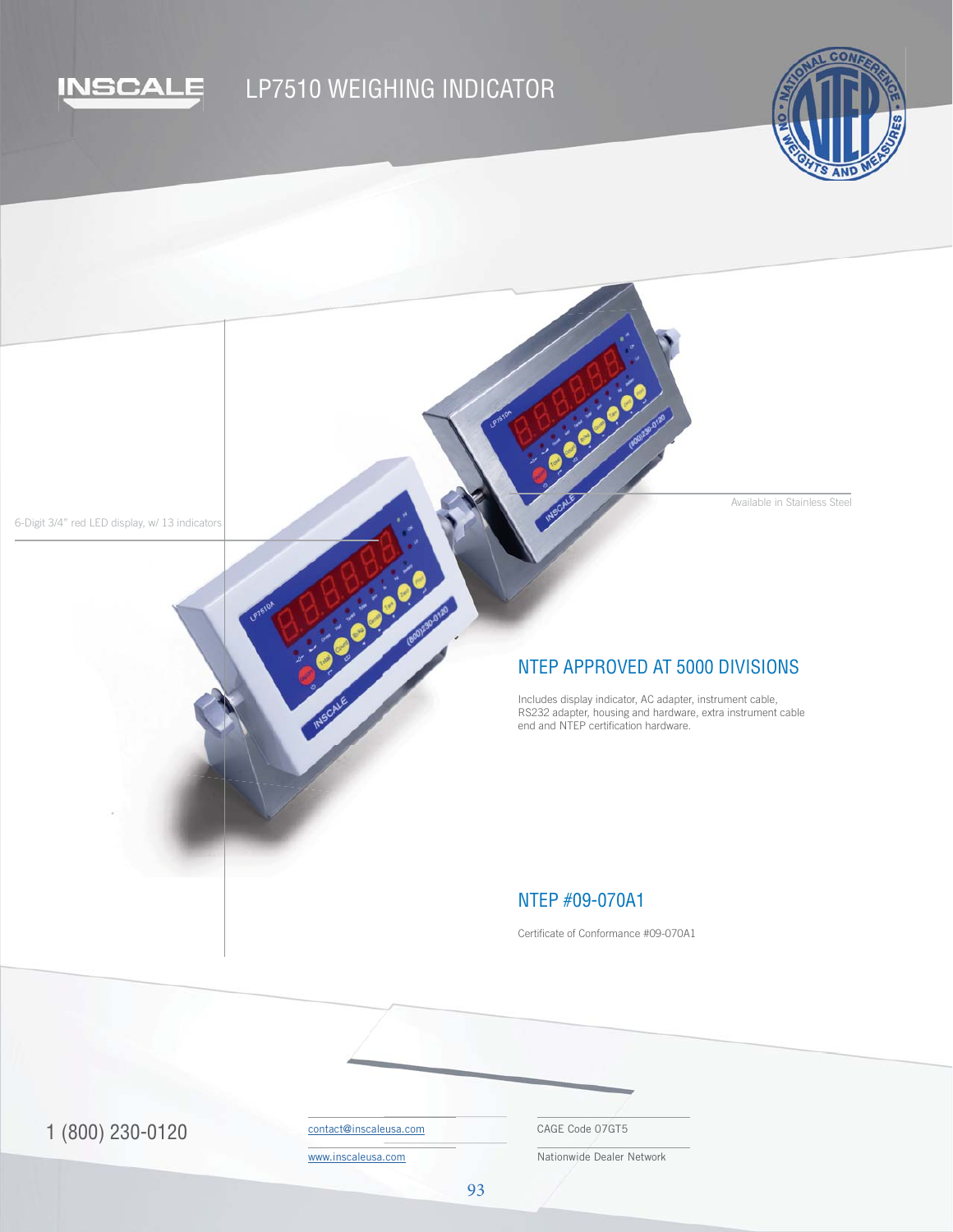# LP7510 WEIGHING INDICATOR

6-Digit 3/4" red LED display, w/ 13 indicators

Available in Stainless Steel

## NTEP APPROVED AT 5000 DIVISIONS

Includes display indicator, AC adapter, instrument cable, RS232 adapter, housing and hardware, extra instrument cable end and NTEP certification hardware.

## NTEP #09-070A1

Certificate of Conformance #09-070A1

1 (800) 230-0120

contact@inscaleusa.com

www.inscaleusa.com

CAGE Code 07GT5

Nationwide Dealer Network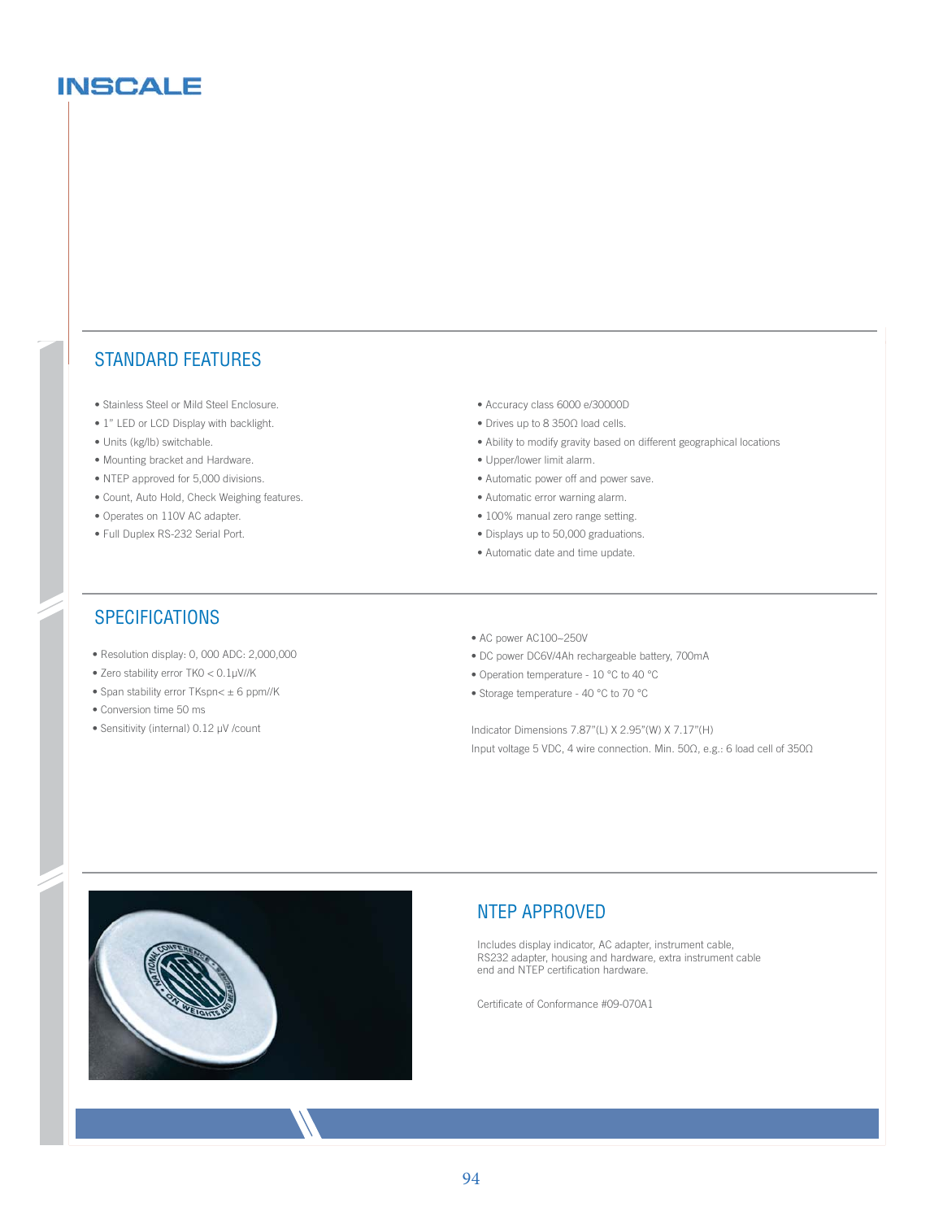INSCALE

## STANDARD FEATURES

- Stainless Steel or Mild Steel Enclosure.
- 1" LED or LCD Display with backlight.
- Units (kg/lb) switchable.
- Mounting bracket and Hardware.
- NTEP approved for 5,000 divisions.
- Count, Auto Hold, Check Weighing features.
- Operates on 110V AC adapter.
- Full Duplex RS-232 Serial Port.
- Accuracy class 6000 e/30000D
- Drives up to 8 350Ω load cells.
- Ability to modify gravity based on different geographical locations
- Upper/lower limit alarm.
- Automatic power off and power save.
- Automatic error warning alarm.
- 100% manual zero range setting.
- Displays up to 50,000 graduations.
- Automatic date and time update.

## SPECIFICATIONS

- Resolution display: 0, 000 ADC: 2,000,000
- Zero stability error TK0 < 0.1μV//K
- Span stability error TKspn< ± 6 ppm//K
- Conversion time 50 ms
- Sensitivity (internal) 0.12 μV /count
- AC power AC100~250V
- DC power DC6V/4Ah rechargeable battery, 700mA
- Operation temperature - 10 °C to 40 °C
- Storage temperature - 40 °C to 70 °C

Indicator Dimensions 7.87"(L) X 2.95"(W) X 7.17"(H)

Input voltage 5 VDC, 4 wire connection. Min. 50Ω, e.g.: 6 load cell of 350Ω

## NTEP APPROVED

Includes display indicator, AC adapter, instrument cable, RS232 adapter, housing and hardware, extra instrument cable end and NTEP certification hardware.

Certificate of Conformance #09-070A1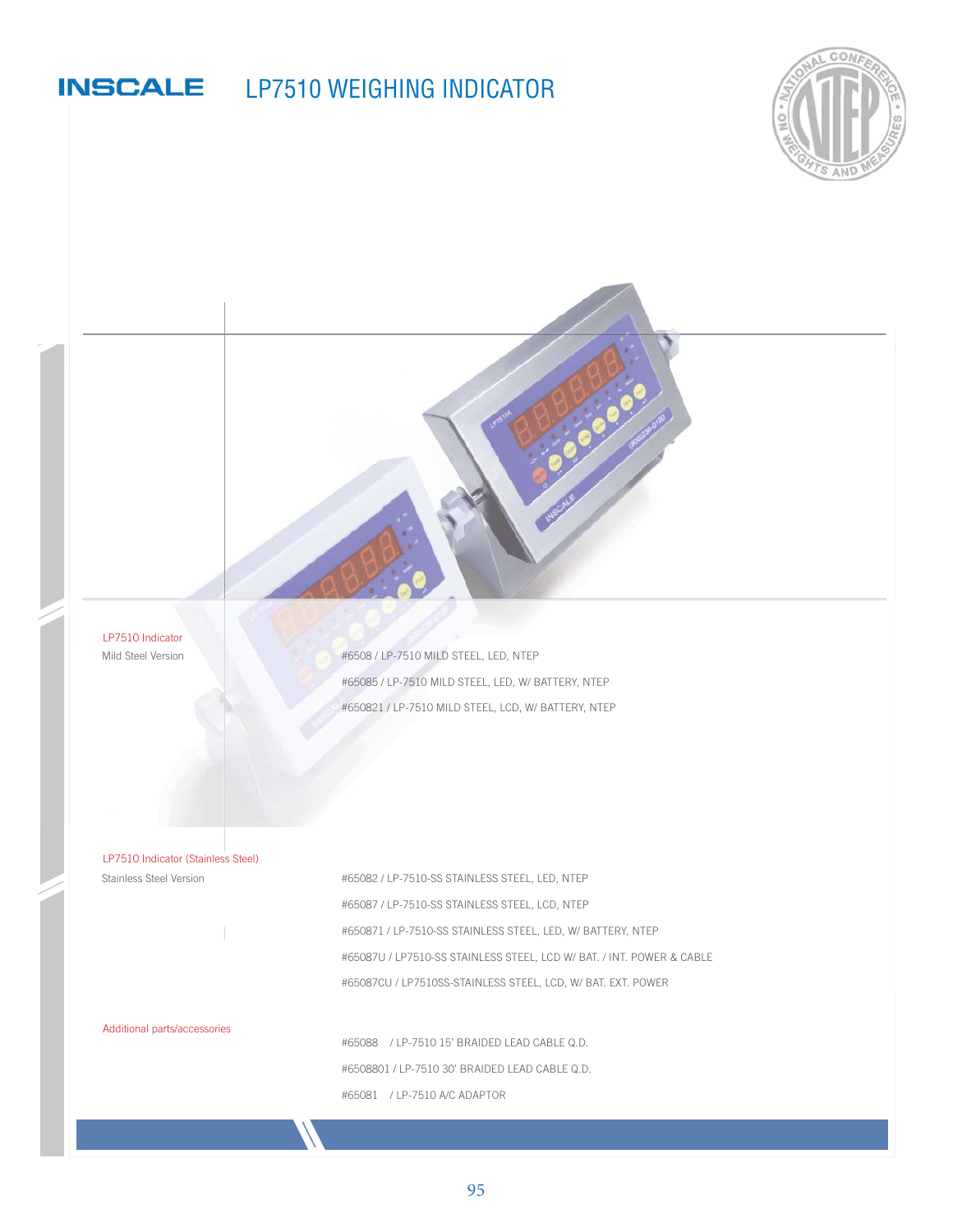# INSCALE LP7510 WEIGHING INDICATOR

LP7510 Indicator

Mild Steel Version

#6508 / LP-7510 MILD STEEL, LED, NTEP

#65085 / LP-7510 MILD STEEL, LED, W/ BATTERY, NTEP

#650821 / LP-7510 MILD STEEL, LCD, W/ BATTERY, NTEP

LP7510 Indicator (Stainless Steel)

Stainless Steel Version

#65082 / LP-7510-SS STAINLESS STEEL, LED, NTEP

#65087 / LP-7510-SS STAINLESS STEEL, LCD, NTEP

#650871 / LP-7510-SS STAINLESS STEEL, LED, W/ BATTERY, NTEP

#65087U / LP7510-SS STAINLESS STEEL, LCD W/ BAT. / INT. POWER & CABLE

#65087CU / LP7510SS-STAINLESS STEEL, LCD, W/ BAT. EXT. POWER

Additional parts/accessories

#65088 / LP-7510 15' BRAIDED LEAD CABLE Q.D.

#6508801 / LP-7510 30' BRAIDED LEAD CABLE Q.D.

#65081 / LP-7510 A/C ADAPTOR